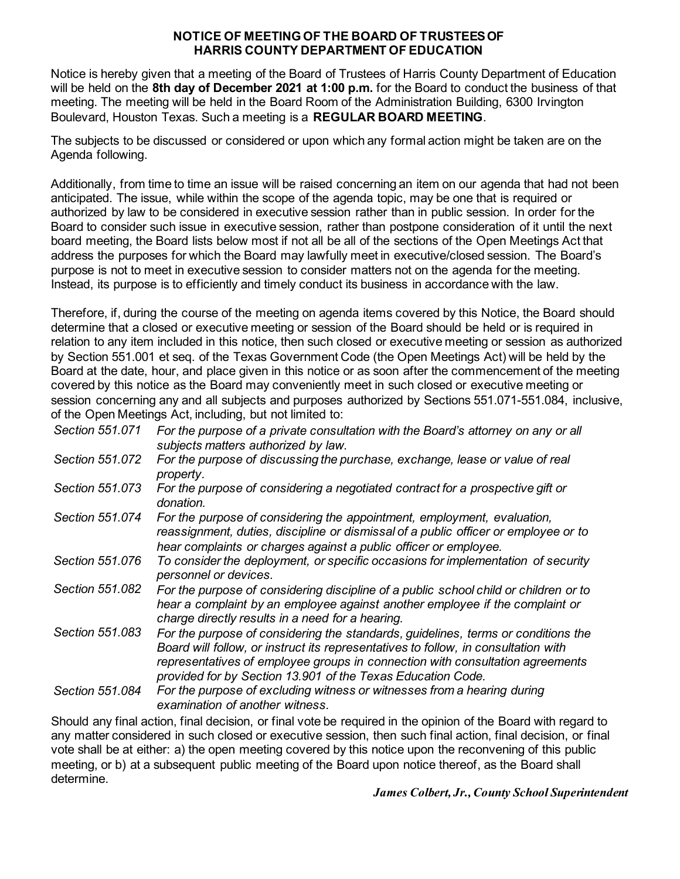**NOTICE OF MEETING OF THE BOARD OF TRUSTEES OF HARRIS COUNTY DEPARTMENT OF EDUCATION**

Notice is hereby given that a meeting of the Board of Trustees of Harris County Department of Education will be held on the **8th day of December 2021 at 1:00 p.m.** for the Board to conduct the business of that meeting. The meeting will be held in the Board Room of the Administration Building, 6300 Irvington Boulevard, Houston Texas. Such a meeting is a **REGULAR BOARD MEETING**.

The subjects to be discussed or considered or upon which any formal action might be taken are on the Agenda following.

Additionally, from time to time an issue will be raised concerning an item on our agenda that had not been anticipated. The issue, while within the scope of the agenda topic, may be one that is required or authorized by law to be considered in executive session rather than in public session. In order for the Board to consider such issue in executive session, rather than postpone consideration of it until the next board meeting, the Board lists below most if not all be all of the sections of the Open Meetings Act that address the purposes for which the Board may lawfully meet in executive/closed session. The Board's purpose is not to meet in executive session to consider matters not on the agenda for the meeting. Instead, its purpose is to efficiently and timely conduct its business in accordance with the law.

Therefore, if, during the course of the meeting on agenda items covered by this Notice, the Board should determine that a closed or executive meeting or session of the Board should be held or is required in relation to any item included in this notice, then such closed or executive meeting or session as authorized by Section 551.001 et seq. of the Texas Government Code (the Open Meetings Act) will be held by the Board at the date, hour, and place given in this notice or as soon after the commencement of the meeting covered by this notice as the Board may conveniently meet in such closed or executive meeting or session concerning any and all subjects and purposes authorized by Sections 551.071-551.084, inclusive, of the Open Meetings Act, including, but not limited to:

*Section 551.071* — *For the purpose of a private consultation with the Board's attorney on any or all subjects matters authorized by law.*

*Section 551.072* — *For the purpose of discussing the purchase, exchange, lease or value of real property.*

*Section 551.073* — *For the purpose of considering a negotiated contract for a prospective gift or donation.*

*Section 551.074* — *For the purpose of considering the appointment, employment, evaluation, reassignment, duties, discipline or dismissal of a public officer or employee or to hear complaints or charges against a public officer or employee.*

*Section 551.076* — *To consider the deployment, or specific occasions for implementation of security personnel or devices.*

*Section 551.082* — *For the purpose of considering discipline of a public school child or children or to hear a complaint by an employee against another employee if the complaint or charge directly results in a need for a hearing.*

*Section 551.083* — *For the purpose of considering the standards, guidelines, terms or conditions the Board will follow, or instruct its representatives to follow, in consultation with representatives of employee groups in connection with consultation agreements provided for by Section 13.901 of the Texas Education Code.*

*Section 551.084* — *For the purpose of excluding witness or witnesses from a hearing during examination of another witness.*

Should any final action, final decision, or final vote be required in the opinion of the Board with regard to any matter considered in such closed or executive session, then such final action, final decision, or final vote shall be at either: a) the open meeting covered by this notice upon the reconvening of this public meeting, or b) at a subsequent public meeting of the Board upon notice thereof, as the Board shall determine.

***James Colbert, Jr., County School Superintendent***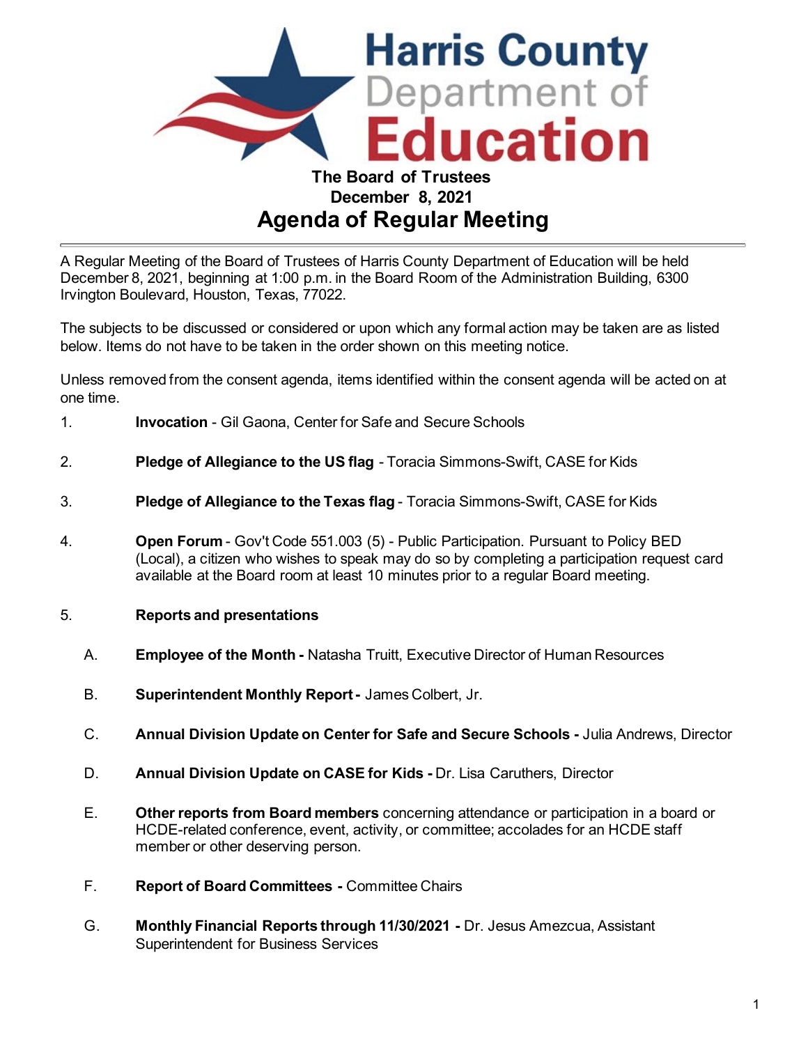**Harris County Department of Education**

**The Board of Trustees**
**December 8, 2021**

# Agenda of Regular Meeting

A Regular Meeting of the Board of Trustees of Harris County Department of Education will be held December 8, 2021, beginning at 1:00 p.m. in the Board Room of the Administration Building, 6300 Irvington Boulevard, Houston, Texas, 77022.

The subjects to be discussed or considered or upon which any formal action may be taken are as listed below. Items do not have to be taken in the order shown on this meeting notice.

Unless removed from the consent agenda, items identified within the consent agenda will be acted on at one time.

1. **Invocation** - Gil Gaona, Center for Safe and Secure Schools

2. **Pledge of Allegiance to the US flag** - Toracia Simmons-Swift, CASE for Kids

3. **Pledge of Allegiance to the Texas flag** - Toracia Simmons-Swift, CASE for Kids

4. **Open Forum** - Gov't Code 551.003 (5) - Public Participation. Pursuant to Policy BED (Local), a citizen who wishes to speak may do so by completing a participation request card available at the Board room at least 10 minutes prior to a regular Board meeting.

5. **Reports and presentations**

   A. **Employee of the Month -** Natasha Truitt, Executive Director of Human Resources

   B. **Superintendent Monthly Report -** James Colbert, Jr.

   C. **Annual Division Update on Center for Safe and Secure Schools -** Julia Andrews, Director

   D. **Annual Division Update on CASE for Kids -** Dr. Lisa Caruthers, Director

   E. **Other reports from Board members** concerning attendance or participation in a board or HCDE-related conference, event, activity, or committee; accolades for an HCDE staff member or other deserving person.

   F. **Report of Board Committees -** Committee Chairs

   G. **Monthly Financial Reports through 11/30/2021 -** Dr. Jesus Amezcua, Assistant Superintendent for Business Services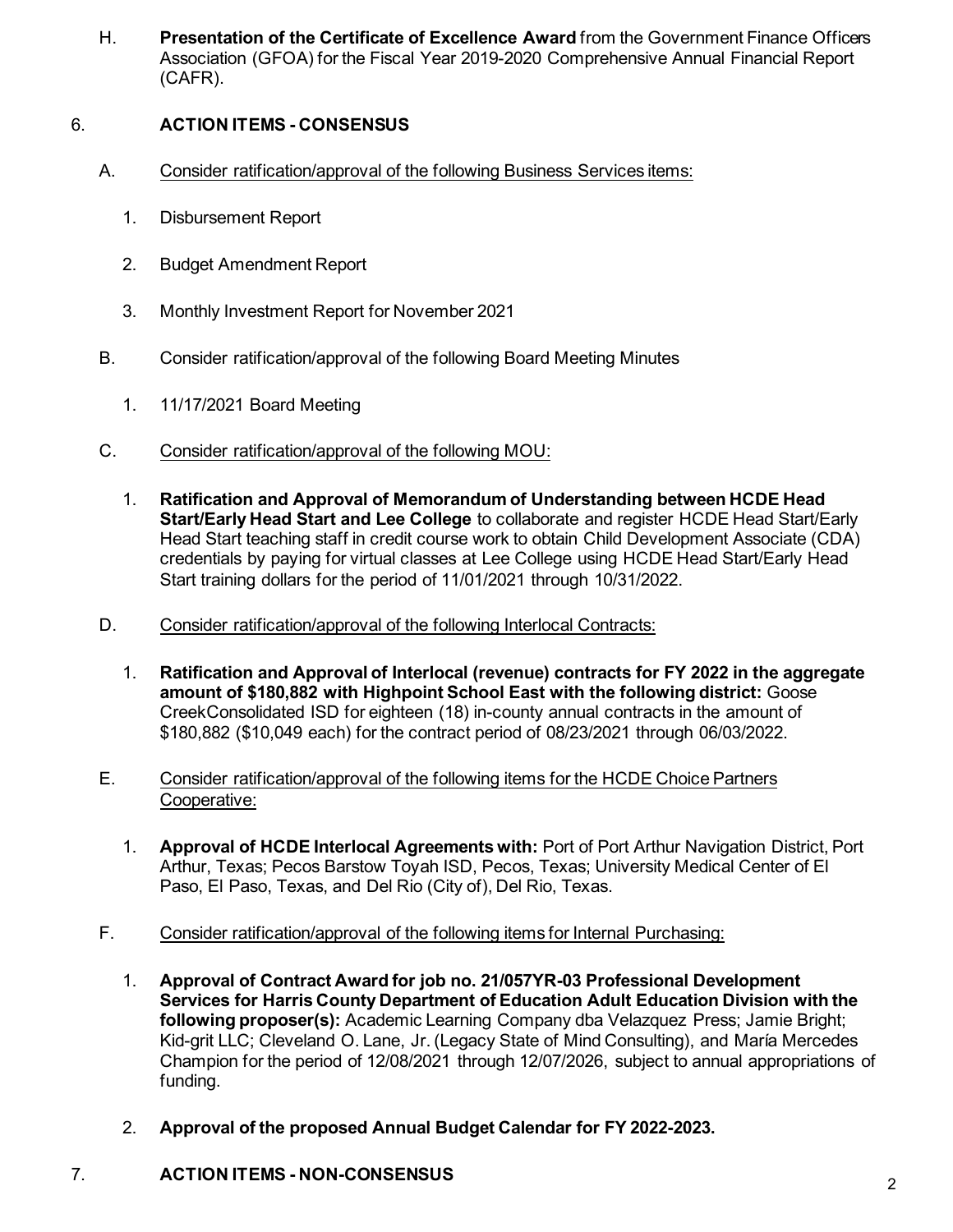H. **Presentation of the Certificate of Excellence Award** from the Government Finance Officers Association (GFOA) for the Fiscal Year 2019-2020 Comprehensive Annual Financial Report (CAFR).

6. **ACTION ITEMS - CONSENSUS**

   A. Consider ratification/approval of the following Business Services items:

      1. Disbursement Report

      2. Budget Amendment Report

      3. Monthly Investment Report for November 2021

   B. Consider ratification/approval of the following Board Meeting Minutes

      1. 11/17/2021 Board Meeting

   C. Consider ratification/approval of the following MOU:

      1. **Ratification and Approval of Memorandum of Understanding between HCDE Head Start/Early Head Start and Lee College** to collaborate and register HCDE Head Start/Early Head Start teaching staff in credit course work to obtain Child Development Associate (CDA) credentials by paying for virtual classes at Lee College using HCDE Head Start/Early Head Start training dollars for the period of 11/01/2021 through 10/31/2022.

   D. Consider ratification/approval of the following Interlocal Contracts:

      1. **Ratification and Approval of Interlocal (revenue) contracts for FY 2022 in the aggregate amount of $180,882 with Highpoint School East with the following district:** Goose CreekConsolidated ISD for eighteen (18) in-county annual contracts in the amount of $180,882 ($10,049 each) for the contract period of 08/23/2021 through 06/03/2022.

   E. Consider ratification/approval of the following items for the HCDE Choice Partners Cooperative:

      1. **Approval of HCDE Interlocal Agreements with:** Port of Port Arthur Navigation District, Port Arthur, Texas; Pecos Barstow Toyah ISD, Pecos, Texas; University Medical Center of El Paso, El Paso, Texas, and Del Rio (City of), Del Rio, Texas.

   F. Consider ratification/approval of the following items for Internal Purchasing:

      1. **Approval of Contract Award for job no. 21/057YR-03 Professional Development Services for Harris County Department of Education Adult Education Division with the following proposer(s):** Academic Learning Company dba Velazquez Press; Jamie Bright; Kid-grit LLC; Cleveland O. Lane, Jr. (Legacy State of Mind Consulting), and María Mercedes Champion for the period of 12/08/2021 through 12/07/2026, subject to annual appropriations of funding.

      2. **Approval of the proposed Annual Budget Calendar for FY 2022-2023.**

7. **ACTION ITEMS - NON-CONSENSUS**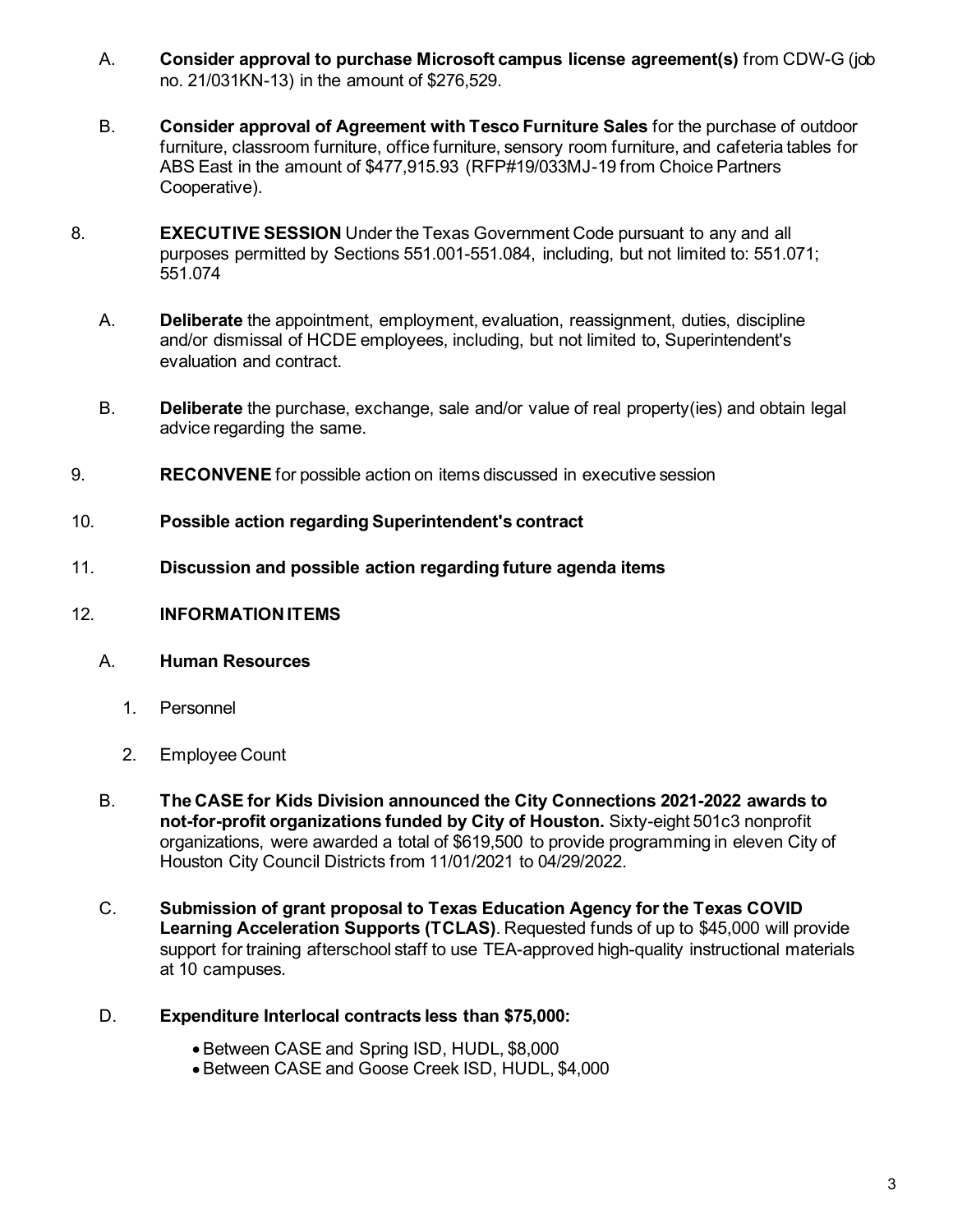A. **Consider approval to purchase Microsoft campus license agreement(s)** from CDW-G (job no. 21/031KN-13) in the amount of $276,529.

B. **Consider approval of Agreement with Tesco Furniture Sales** for the purchase of outdoor furniture, classroom furniture, office furniture, sensory room furniture, and cafeteria tables for ABS East in the amount of $477,915.93 (RFP#19/033MJ-19 from Choice Partners Cooperative).

8. **EXECUTIVE SESSION** Under the Texas Government Code pursuant to any and all purposes permitted by Sections 551.001-551.084, including, but not limited to: 551.071; 551.074

A. **Deliberate** the appointment, employment, evaluation, reassignment, duties, discipline and/or dismissal of HCDE employees, including, but not limited to, Superintendent's evaluation and contract.

B. **Deliberate** the purchase, exchange, sale and/or value of real property(ies) and obtain legal advice regarding the same.

9. **RECONVENE** for possible action on items discussed in executive session

10. **Possible action regarding Superintendent's contract**

11. **Discussion and possible action regarding future agenda items**

12. **INFORMATION ITEMS**

A. **Human Resources**

1. Personnel
2. Employee Count

B. **The CASE for Kids Division announced the City Connections 2021-2022 awards to not-for-profit organizations funded by City of Houston.** Sixty-eight 501c3 nonprofit organizations, were awarded a total of $619,500 to provide programming in eleven City of Houston City Council Districts from 11/01/2021 to 04/29/2022.

C. **Submission of grant proposal to Texas Education Agency for the Texas COVID Learning Acceleration Supports (TCLAS)**. Requested funds of up to $45,000 will provide support for training afterschool staff to use TEA-approved high-quality instructional materials at 10 campuses.

D. **Expenditure Interlocal contracts less than $75,000:**

- Between CASE and Spring ISD, HUDL, $8,000
- Between CASE and Goose Creek ISD, HUDL, $4,000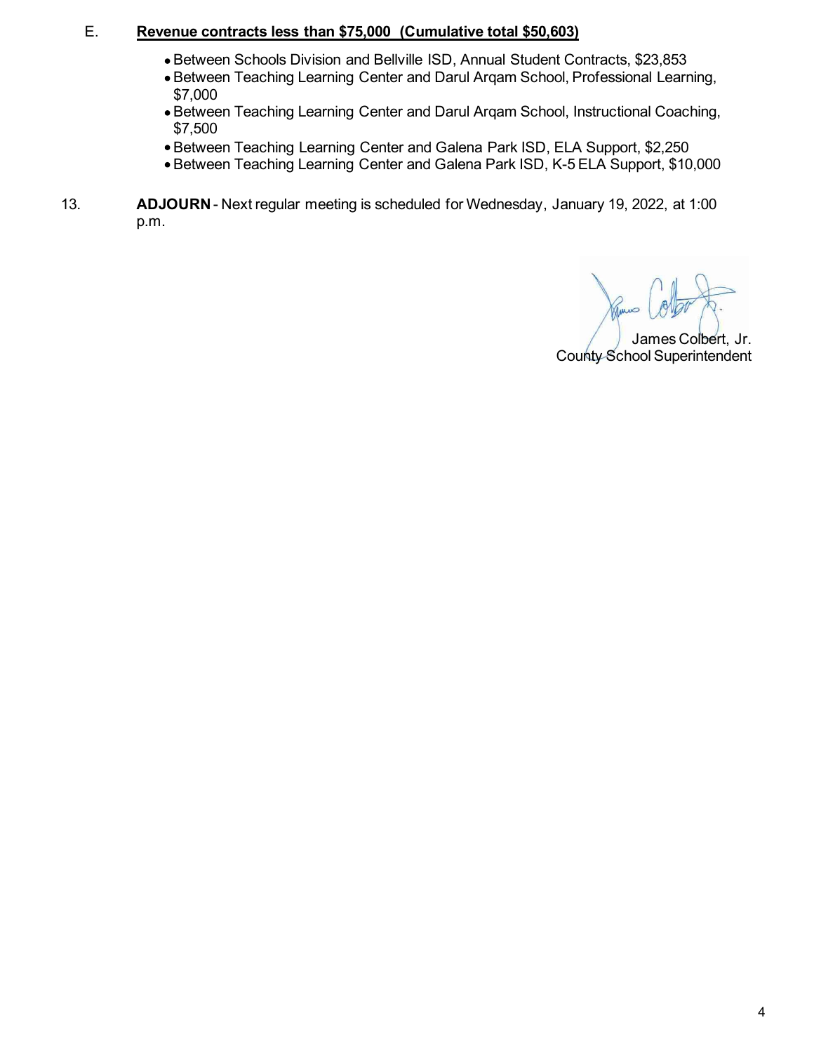E. **<u>Revenue contracts less than $75,000 (Cumulative total $50,603)</u>**

- Between Schools Division and Bellville ISD, Annual Student Contracts, $23,853
- Between Teaching Learning Center and Darul Arqam School, Professional Learning, $7,000
- Between Teaching Learning Center and Darul Arqam School, Instructional Coaching, $7,500
- Between Teaching Learning Center and Galena Park ISD, ELA Support, $2,250
- Between Teaching Learning Center and Galena Park ISD, K-5 ELA Support, $10,000

13. **ADJOURN** - Next regular meeting is scheduled for Wednesday, January 19, 2022, at 1:00 p.m.

James Colbert, Jr.
County School Superintendent